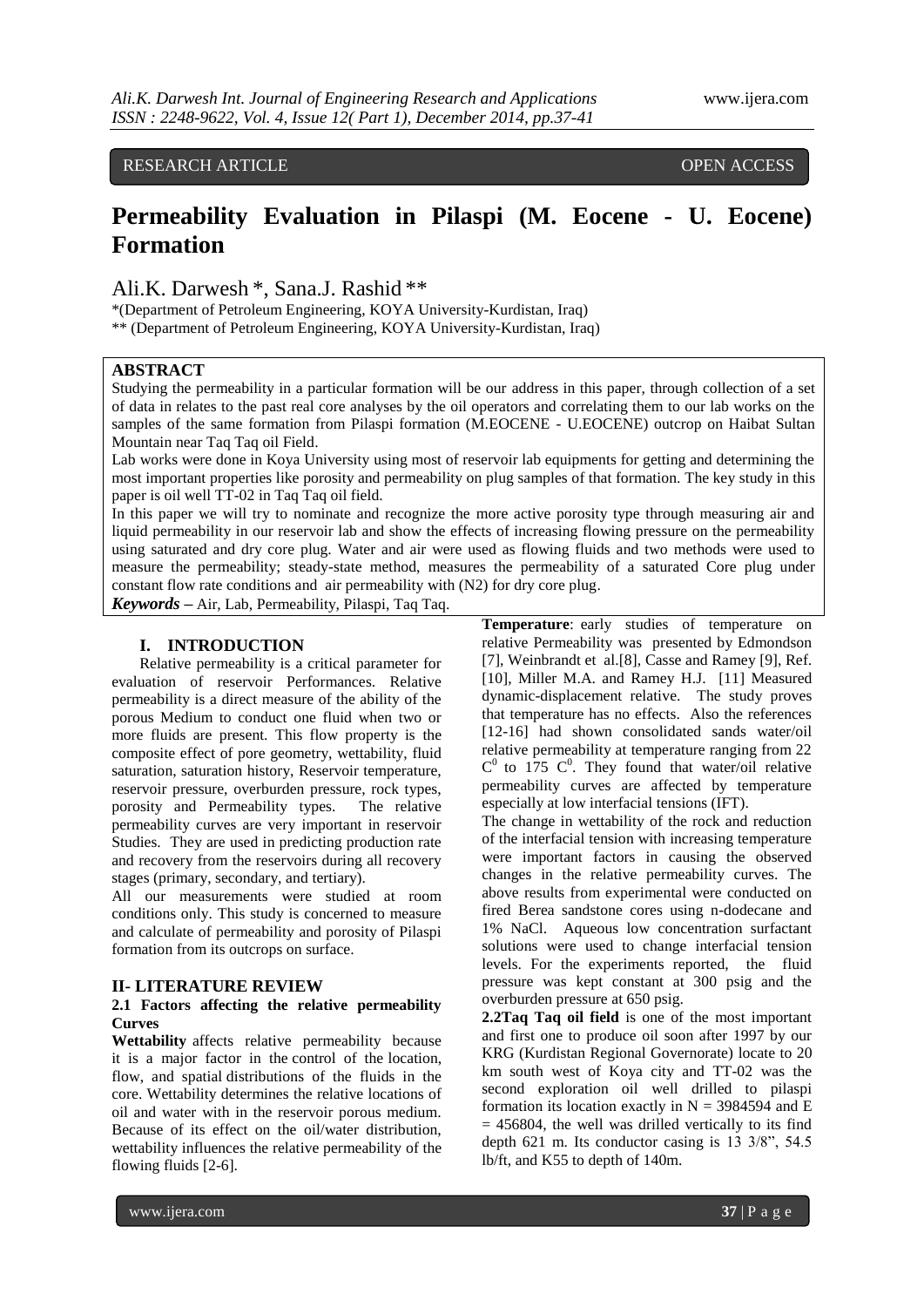RESEARCH ARTICLE OPEN ACCESS

# Permeability Evaluation in Pilaspi (M. Eocene - U. Eocene) Formation

Ali.K. Darwesh *, Sana.J. Rashid **

*(Department of Petroleum Engineering, KOYA University-Kurdistan, Iraq)
** (Department of Petroleum Engineering, KOYA University-Kurdistan, Iraq)

## ABSTRACT

Studying the permeability in a particular formation will be our address in this paper, through collection of a set of data in relates to the past real core analyses by the oil operators and correlating them to our lab works on the samples of the same formation from Pilaspi formation (M.EOCENE - U.EOCENE) outcrop on Haibat Sultan Mountain near Taq Taq oil Field.

Lab works were done in Koya University using most of reservoir lab equipments for getting and determining the most important properties like porosity and permeability on plug samples of that formation. The key study in this paper is oil well TT-02 in Taq Taq oil field.

In this paper we will try to nominate and recognize the more active porosity type through measuring air and liquid permeability in our reservoir lab and show the effects of increasing flowing pressure on the permeability using saturated and dry core plug. Water and air were used as flowing fluids and two methods were used to measure the permeability; steady-state method, measures the permeability of a saturated Core plug under constant flow rate conditions and air permeability with (N2) for dry core plug.

***Keywords* –** Air, Lab, Permeability, Pilaspi, Taq Taq.

## I. INTRODUCTION

Relative permeability is a critical parameter for evaluation of reservoir Performances. Relative permeability is a direct measure of the ability of the porous Medium to conduct one fluid when two or more fluids are present. This flow property is the composite effect of pore geometry, wettability, fluid saturation, saturation history, Reservoir temperature, reservoir pressure, overburden pressure, rock types, porosity and Permeability types. The relative permeability curves are very important in reservoir Studies. They are used in predicting production rate and recovery from the reservoirs during all recovery stages (primary, secondary, and tertiary).

All our measurements were studied at room conditions only. This study is concerned to measure and calculate of permeability and porosity of Pilaspi formation from its outcrops on surface.

## II- LITERATURE REVIEW

### 2.1 Factors affecting the relative permeability Curves

**Wettability** affects relative permeability because it is a major factor in the control of the location, flow, and spatial distributions of the fluids in the core. Wettability determines the relative locations of oil and water with in the reservoir porous medium. Because of its effect on the oil/water distribution, wettability influences the relative permeability of the flowing fluids [2-6].

**Temperature**: early studies of temperature on relative Permeability was presented by Edmondson [7], Weinbrandt et al.[8], Casse and Ramey [9], Ref. [10], Miller M.A. and Ramey H.J. [11] Measured dynamic-displacement relative. The study proves that temperature has no effects. Also the references [12-16] had shown consolidated sands water/oil relative permeability at temperature ranging from 22 $C^0$ to 175 $C^0$. They found that water/oil relative permeability curves are affected by temperature especially at low interfacial tensions (IFT).

The change in wettability of the rock and reduction of the interfacial tension with increasing temperature were important factors in causing the observed changes in the relative permeability curves. The above results from experimental were conducted on fired Berea sandstone cores using n-dodecane and 1% NaCl. Aqueous low concentration surfactant solutions were used to change interfacial tension levels. For the experiments reported, the fluid pressure was kept constant at 300 psig and the overburden pressure at 650 psig.

**2.2Taq Taq oil field** is one of the most important and first one to produce oil soon after 1997 by our KRG (Kurdistan Regional Governorate) locate to 20 km south west of Koya city and TT-02 was the second exploration oil well drilled to pilaspi formation its location exactly in N = 3984594 and E = 456804, the well was drilled vertically to its find depth 621 m. Its conductor casing is 13 3/8", 54.5 lb/ft, and K55 to depth of 140m.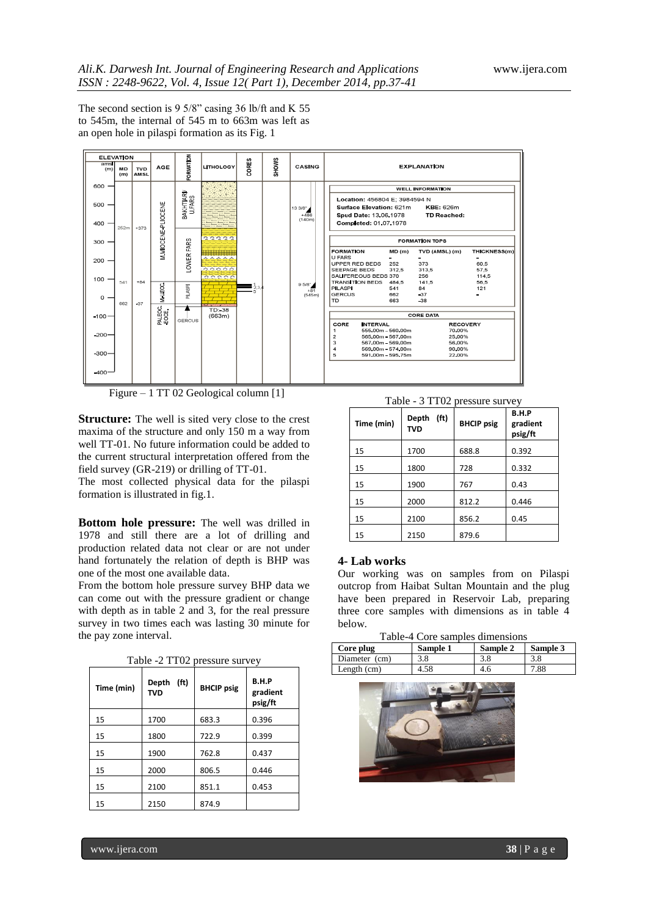The second section is 9 5/8" casing 36 lb/ft and K 55 to 545m, the internal of 545 m to 663m was left as an open hole in pilaspi formation as its Fig. 1

Figure – 1 TT 02 Geological column [1]

**Structure:** The well is sited very close to the crest maxima of the structure and only 150 m a way from well TT-01. No future information could be added to the current structural interpretation offered from the field survey (GR-219) or drilling of TT-01.

The most collected physical data for the pilaspi formation is illustrated in fig.1.

**Bottom hole pressure:** The well was drilled in 1978 and still there are a lot of drilling and production related data not clear or are not under hand fortunately the relation of depth is BHP was one of the most one available data.

From the bottom hole pressure survey BHP data we can come out with the pressure gradient or change with depth as in table 2 and 3, for the real pressure survey in two times each was lasting 30 minute for the pay zone interval.

Table -2 TT02 pressure survey

| Time (min) | Depth (ft) TVD | BHCIP psig | B.H.P gradient psig/ft |
|---|---|---|---|
| 15 | 1700 | 683.3 | 0.396 |
| 15 | 1800 | 722.9 | 0.399 |
| 15 | 1900 | 762.8 | 0.437 |
| 15 | 2000 | 806.5 | 0.446 |
| 15 | 2100 | 851.1 | 0.453 |
| 15 | 2150 | 874.9 | |

Table - 3 TT02 pressure survey

| Time (min) | Depth (ft) TVD | BHCIP psig | B.H.P gradient psig/ft |
|---|---|---|---|
| 15 | 1700 | 688.8 | 0.392 |
| 15 | 1800 | 728 | 0.332 |
| 15 | 1900 | 767 | 0.43 |
| 15 | 2000 | 812.2 | 0.446 |
| 15 | 2100 | 856.2 | 0.45 |
| 15 | 2150 | 879.6 | |

## 4- Lab works

Our working was on samples from on Pilaspi outcrop from Haibat Sultan Mountain and the plug have been prepared in Reservoir Lab, preparing three core samples with dimensions as in table 4 below.

Table-4 Core samples dimensions

| Core plug | Sample 1 | Sample 2 | Sample 3 |
|---|---|---|---|
| Diameter (cm) | 3.8 | 3.8 | 3.8 |
| Length (cm) | 4.58 | 4.6 | 7.88 |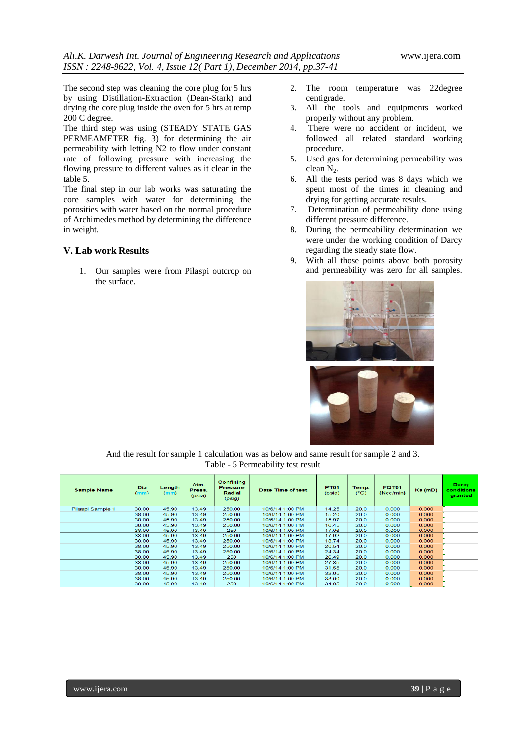The second step was cleaning the core plug for 5 hrs by using Distillation-Extraction (Dean-Stark) and drying the core plug inside the oven for 5 hrs at temp 200 C degree.

The third step was using (STEADY STATE GAS PERMEAMETER fig. 3) for determining the air permeability with letting N2 to flow under constant rate of following pressure with increasing the flowing pressure to different values as it clear in the table 5.

The final step in our lab works was saturating the core samples with water for determining the porosities with water based on the normal procedure of Archimedes method by determining the difference in weight.

## V. Lab work Results

1. Our samples were from Pilaspi outcrop on the surface.
2. The room temperature was 22degree centigrade.
3. All the tools and equipments worked properly without any problem.
4. There were no accident or incident, we followed all related standard working procedure.
5. Used gas for determining permeability was clean $N_2$.
6. All the tests period was 8 days which we spent most of the times in cleaning and drying for getting accurate results.
7. Determination of permeability done using different pressure difference.
8. During the permeability determination we were under the working condition of Darcy regarding the steady state flow.
9. With all those points above both porosity and permeability was zero for all samples.

And the result for sample 1 calculation was as below and same result for sample 2 and 3.

Table - 5 Permeability test result

| Sample Name | Dia (mm) | Length (mm) | Atm. Press. (psia) | Confining Pressure Radial (psig) | Date Time of test | PT01 (psia) | Temp. (°C) | FQT01 (Ncc/min) | Ka (mD) | Darcy conditions granted |
|---|---|---|---|---|---|---|---|---|---|---|
| Pilaspi Sample 1 | 38.00 | 45.90 | 13.49 | 250.00 | 10/6/14 1:00 PM | 14.25 | 20.0 | 0.000 | 0.000 | |
| | 38.00 | 45.90 | 13.49 | 250.00 | 10/6/14 1:00 PM | 15.20 | 20.0 | 0.000 | 0.000 | |
| | 38.00 | 45.90 | 13.49 | 250.00 | 10/6/14 1:00 PM | 15.97 | 20.0 | 0.000 | 0.000 | |
| | 38.00 | 45.90 | 13.49 | 250.00 | 10/6/14 1:00 PM | 16.45 | 20.0 | 0.000 | 0.000 | |
| | 38.00 | 45.90 | 13.49 | 250 | 10/6/14 1:00 PM | 17.06 | 20.0 | 0.000 | 0.000 | |
| | 38.00 | 45.90 | 13.49 | 250.00 | 10/6/14 1:00 PM | 17.92 | 20.0 | 0.000 | 0.000 | |
| | 38.00 | 45.90 | 13.49 | 250.00 | 10/6/14 1:00 PM | 18.74 | 20.0 | 0.000 | 0.000 | |
| | 38.00 | 45.90 | 13.49 | 250.00 | 10/6/14 1:00 PM | 20.54 | 20.0 | 0.000 | 0.000 | |
| | 38.00 | 45.90 | 13.49 | 250.00 | 10/6/14 1:00 PM | 24.34 | 20.0 | 0.000 | 0.000 | |
| | 38.00 | 45.90 | 13.49 | 250 | 10/6/14 1:00 PM | 26.49 | 20.0 | 0.000 | 0.000 | |
| | 38.00 | 45.90 | 13.49 | 250.00 | 10/6/14 1:00 PM | 27.85 | 20.0 | 0.000 | 0.000 | |
| | 38.00 | 45.90 | 13.49 | 250.00 | 10/6/14 1:00 PM | 31.55 | 20.0 | 0.000 | 0.000 | |
| | 38.00 | 45.90 | 13.49 | 250.00 | 10/6/14 1:00 PM | 32.05 | 20.0 | 0.000 | 0.000 | |
| | 38.00 | 45.90 | 13.49 | 250.00 | 10/6/14 1:00 PM | 33.00 | 20.0 | 0.000 | 0.000 | |
| | 38.00 | 45.90 | 13.49 | 250 | 10/6/14 1:00 PM | 34.05 | 20.0 | 0.000 | 0.000 | |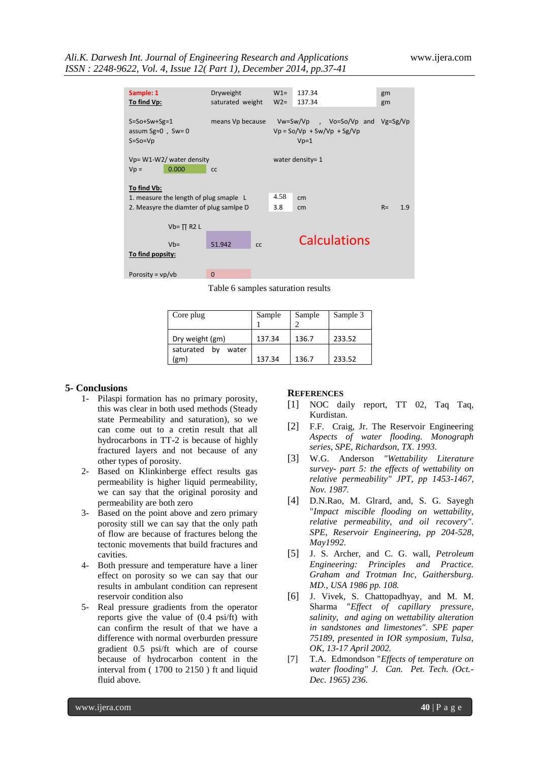| Sample: 1 | Dryweight | W1= | 137.34 | gm |
|---|---|---|---|---|
| To find Vp: | saturated weight | W2= | 137.34 | gm |
| | | | | |
| S=So+Sw+Sg=1 | means Vp because | Vw=Sw/Vp , Vo=So/Vp and Vg=Sg/Vp | | |
| assum Sg=0 , Sw= 0 | | Vp = So/Vp + Sw/Vp + Sg/Vp | | |
| S=So=Vp | | Vp=1 | | |
| | | | | |
| Vp= W1-W2/ water density | | water density= 1 | | |
| Vp = 0.000 | cc | | | |
| | | | | |
| To find Vb: | | | | |
| 1. measure the length of plug smaple L | | 4.58 | cm | |
| 2. Measyre the diamter of plug samlpe D | | 3.8 | cm | R= 1.9 |
| | | | | |
| Vb= ∏ R2 L | | | | |
| Vb= | 51.942 | cc | Calculations | |
| To find popsity: | | | | |
| Porosity = vp/vb | 0 | | | |

Table 6 samples saturation results

| Core plug | Sample 1 | Sample 2 | Sample 3 |
|---|---|---|---|
| Dry weight (gm) | 137.34 | 136.7 | 233.52 |
| saturated by water (gm) | 137.34 | 136.7 | 233.52 |

## 5- Conclusions

1- Pilaspi formation has no primary porosity, this was clear in both used methods (Steady state Permeability and saturation), so we can come out to a cretin result that all hydrocarbons in TT-2 is because of highly fractured layers and not because of any other types of porosity.

2- Based on Klinkinberge effect results gas permeability is higher liquid permeability, we can say that the original porosity and permeability are both zero

3- Based on the point above and zero primary porosity still we can say that the only path of flow are because of fractures belong the tectonic movements that build fractures and cavities.

4- Both pressure and temperature have a liner effect on porosity so we can say that our results in ambulant condition can represent reservoir condition also

5- Real pressure gradients from the operator reports give the value of (0.4 psi/ft) with can confirm the result of that we have a difference with normal overburden pressure gradient 0.5 psi/ft which are of course because of hydrocarbon content in the interval from ( 1700 to 2150 ) ft and liquid fluid above.

## REFERENCES

[1] NOC daily report, TT 02, Taq Taq, Kurdistan.

[2] F.F. Craig, Jr. The Reservoir Engineering *Aspects of water flooding. Monograph series, SPE, Richardson, TX. 1993.*

[3] W.G. Anderson *"Wettability Literature survey- part 5: the effects of wettability on relative permeability" JPT, pp 1453-1467, Nov. 1987.*

[4] D.N.Rao, M. Glrard, and, S. G. Sayegh "*Impact miscible flooding on wettability, relative permeability, and oil recovery". SPE, Reservoir Engineering, pp 204-528, May1992.*

[5] J. S. Archer, and C. G. wall, *Petroleum Engineering: Principles and Practice. Graham and Trotman Inc, Gaithersburg. MD., USA 1986 pp. 108.*

[6] J. Vivek, S. Chattopadhyay, and M. M. Sharma *"Effect of capillary pressure, salinity, and aging on wettability alteration in sandstones and limestones". SPE paper 75189, presented in IOR symposium, Tulsa, OK, 13-17 April 2002.*

[7] T.A. Edmondson "*Effects of temperature on water flooding" J. Can. Pet. Tech. (Oct.-Dec. 1965) 236.*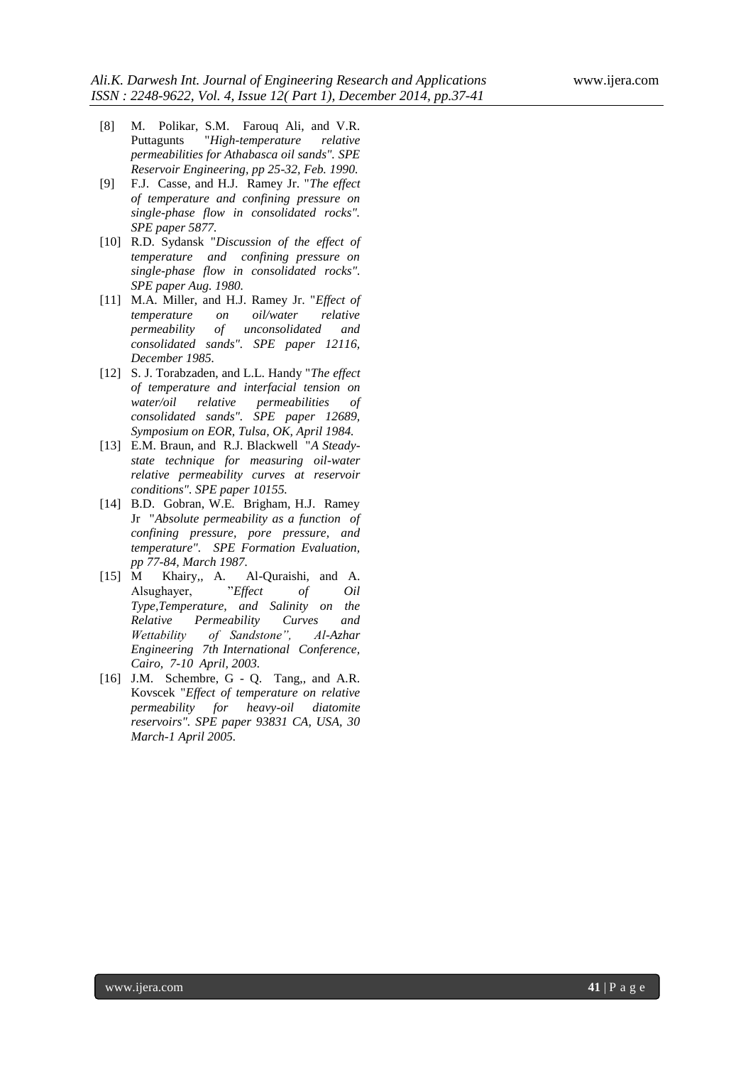[8] M. Polikar, S.M. Farouq Ali, and V.R. Puttagunts "*High-temperature relative permeabilities for Athabasca oil sands". SPE Reservoir Engineering, pp 25-32, Feb. 1990.*

[9] F.J. Casse, and H.J. Ramey Jr. "*The effect of temperature and confining pressure on single-phase flow in consolidated rocks". SPE paper 5877.*

[10] R.D. Sydansk "*Discussion of the effect of temperature and confining pressure on single-phase flow in consolidated rocks". SPE paper Aug. 1980.*

[11] M.A. Miller, and H.J. Ramey Jr. "*Effect of temperature on oil/water relative permeability of unconsolidated and consolidated sands". SPE paper 12116, December 1985.*

[12] S. J. Torabzaden, and L.L. Handy "*The effect of temperature and interfacial tension on water/oil relative permeabilities of consolidated sands". SPE paper 12689, Symposium on EOR, Tulsa, OK, April 1984.*

[13] E.M. Braun, and R.J. Blackwell "*A Steady-state technique for measuring oil-water relative permeability curves at reservoir conditions". SPE paper 10155.*

[14] B.D. Gobran, W.E. Brigham, H.J. Ramey Jr "*Absolute permeability as a function of confining pressure, pore pressure, and temperature". SPE Formation Evaluation, pp 77-84, March 1987.*

[15] M Khairy,, A. Al-Quraishi, and A. Alsughayer, "*Effect of Oil Type,Temperature, and Salinity on the Relative Permeability Curves and Wettability of Sandstone", Al-Azhar Engineering 7th International Conference, Cairo, 7-10 April, 2003.*

[16] J.M. Schembre, G - Q. Tang,, and A.R. Kovscek "*Effect of temperature on relative permeability for heavy-oil diatomite reservoirs". SPE paper 93831 CA, USA, 30 March-1 April 2005.*